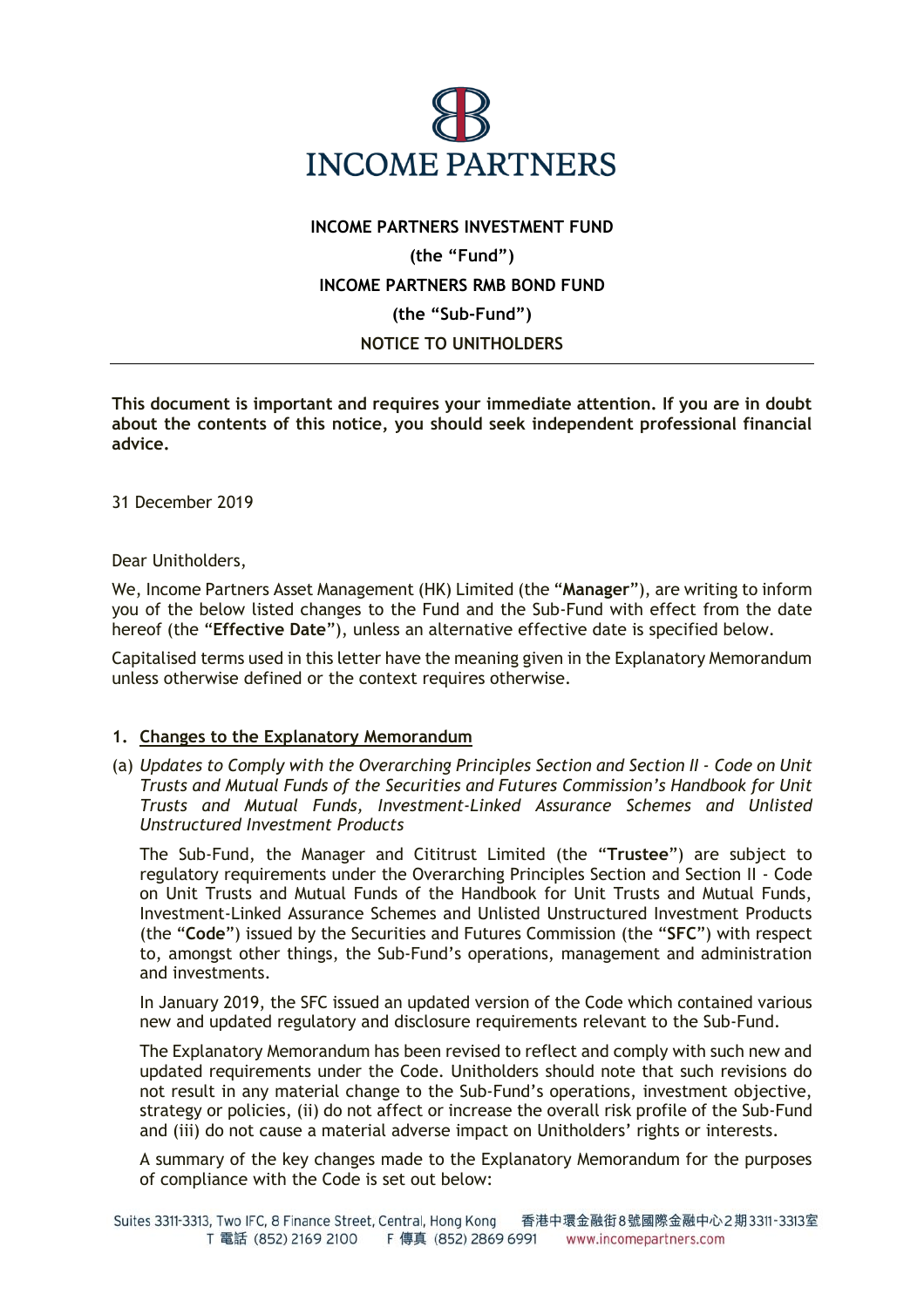INCOME PARTNERS

**INCOME PARTNERS INVESTMENT FUND**

**(the "Fund")**

**INCOME PARTNERS RMB BOND FUND**

**(the "Sub-Fund")**

**NOTICE TO UNITHOLDERS**

---

**This document is important and requires your immediate attention. If you are in doubt about the contents of this notice, you should seek independent professional financial advice.**

31 December 2019

Dear Unitholders,

We, Income Partners Asset Management (HK) Limited (the "**Manager**"), are writing to inform you of the below listed changes to the Fund and the Sub-Fund with effect from the date hereof (the "**Effective Date**"), unless an alternative effective date is specified below.

Capitalised terms used in this letter have the meaning given in the Explanatory Memorandum unless otherwise defined or the context requires otherwise.

**1. <u>Changes to the Explanatory Memorandum</u>**

(a) *Updates to Comply with the Overarching Principles Section and Section II - Code on Unit Trusts and Mutual Funds of the Securities and Futures Commission's Handbook for Unit Trusts and Mutual Funds, Investment-Linked Assurance Schemes and Unlisted Unstructured Investment Products*

The Sub-Fund, the Manager and Cititrust Limited (the "**Trustee**") are subject to regulatory requirements under the Overarching Principles Section and Section II - Code on Unit Trusts and Mutual Funds of the Handbook for Unit Trusts and Mutual Funds, Investment-Linked Assurance Schemes and Unlisted Unstructured Investment Products (the "**Code**") issued by the Securities and Futures Commission (the "**SFC**") with respect to, amongst other things, the Sub-Fund's operations, management and administration and investments.

In January 2019, the SFC issued an updated version of the Code which contained various new and updated regulatory and disclosure requirements relevant to the Sub-Fund.

The Explanatory Memorandum has been revised to reflect and comply with such new and updated requirements under the Code. Unitholders should note that such revisions do not result in any material change to the Sub-Fund's operations, investment objective, strategy or policies, (ii) do not affect or increase the overall risk profile of the Sub-Fund and (iii) do not cause a material adverse impact on Unitholders' rights or interests.

A summary of the key changes made to the Explanatory Memorandum for the purposes of compliance with the Code is set out below: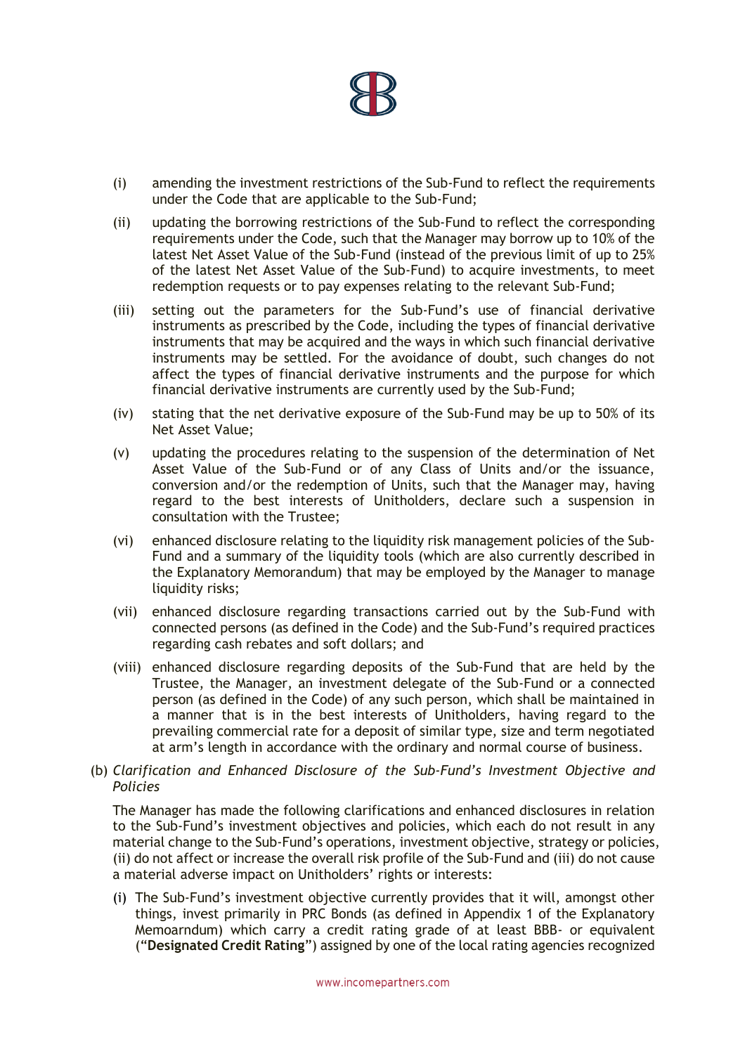(i) amending the investment restrictions of the Sub-Fund to reflect the requirements under the Code that are applicable to the Sub-Fund;

(ii) updating the borrowing restrictions of the Sub-Fund to reflect the corresponding requirements under the Code, such that the Manager may borrow up to 10% of the latest Net Asset Value of the Sub-Fund (instead of the previous limit of up to 25% of the latest Net Asset Value of the Sub-Fund) to acquire investments, to meet redemption requests or to pay expenses relating to the relevant Sub-Fund;

(iii) setting out the parameters for the Sub-Fund's use of financial derivative instruments as prescribed by the Code, including the types of financial derivative instruments that may be acquired and the ways in which such financial derivative instruments may be settled. For the avoidance of doubt, such changes do not affect the types of financial derivative instruments and the purpose for which financial derivative instruments are currently used by the Sub-Fund;

(iv) stating that the net derivative exposure of the Sub-Fund may be up to 50% of its Net Asset Value;

(v) updating the procedures relating to the suspension of the determination of Net Asset Value of the Sub-Fund or of any Class of Units and/or the issuance, conversion and/or the redemption of Units, such that the Manager may, having regard to the best interests of Unitholders, declare such a suspension in consultation with the Trustee;

(vi) enhanced disclosure relating to the liquidity risk management policies of the Sub-Fund and a summary of the liquidity tools (which are also currently described in the Explanatory Memorandum) that may be employed by the Manager to manage liquidity risks;

(vii) enhanced disclosure regarding transactions carried out by the Sub-Fund with connected persons (as defined in the Code) and the Sub-Fund's required practices regarding cash rebates and soft dollars; and

(viii) enhanced disclosure regarding deposits of the Sub-Fund that are held by the Trustee, the Manager, an investment delegate of the Sub-Fund or a connected person (as defined in the Code) of any such person, which shall be maintained in a manner that is in the best interests of Unitholders, having regard to the prevailing commercial rate for a deposit of similar type, size and term negotiated at arm's length in accordance with the ordinary and normal course of business.

(b) *Clarification and Enhanced Disclosure of the Sub-Fund's Investment Objective and Policies*

The Manager has made the following clarifications and enhanced disclosures in relation to the Sub-Fund's investment objectives and policies, which each do not result in any material change to the Sub-Fund's operations, investment objective, strategy or policies, (ii) do not affect or increase the overall risk profile of the Sub-Fund and (iii) do not cause a material adverse impact on Unitholders' rights or interests:

(i) The Sub-Fund's investment objective currently provides that it will, amongst other things, invest primarily in PRC Bonds (as defined in Appendix 1 of the Explanatory Memoarndum) which carry a credit rating grade of at least BBB- or equivalent ("**Designated Credit Rating**") assigned by one of the local rating agencies recognized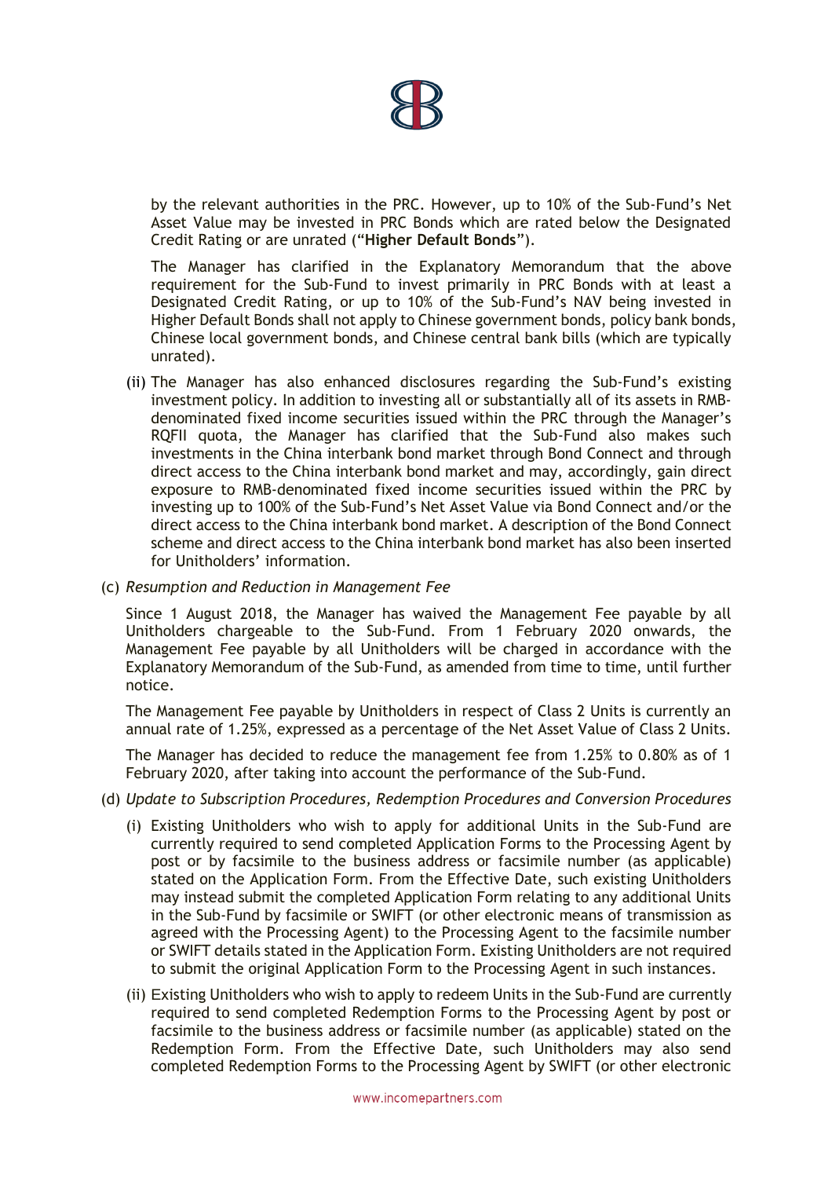by the relevant authorities in the PRC. However, up to 10% of the Sub-Fund's Net Asset Value may be invested in PRC Bonds which are rated below the Designated Credit Rating or are unrated ("**Higher Default Bonds**").

The Manager has clarified in the Explanatory Memorandum that the above requirement for the Sub-Fund to invest primarily in PRC Bonds with at least a Designated Credit Rating, or up to 10% of the Sub-Fund's NAV being invested in Higher Default Bonds shall not apply to Chinese government bonds, policy bank bonds, Chinese local government bonds, and Chinese central bank bills (which are typically unrated).

(ii) The Manager has also enhanced disclosures regarding the Sub-Fund's existing investment policy. In addition to investing all or substantially all of its assets in RMB-denominated fixed income securities issued within the PRC through the Manager's RQFII quota, the Manager has clarified that the Sub-Fund also makes such investments in the China interbank bond market through Bond Connect and through direct access to the China interbank bond market and may, accordingly, gain direct exposure to RMB-denominated fixed income securities issued within the PRC by investing up to 100% of the Sub-Fund's Net Asset Value via Bond Connect and/or the direct access to the China interbank bond market. A description of the Bond Connect scheme and direct access to the China interbank bond market has also been inserted for Unitholders' information.

(c) *Resumption and Reduction in Management Fee*

Since 1 August 2018, the Manager has waived the Management Fee payable by all Unitholders chargeable to the Sub-Fund. From 1 February 2020 onwards, the Management Fee payable by all Unitholders will be charged in accordance with the Explanatory Memorandum of the Sub-Fund, as amended from time to time, until further notice.

The Management Fee payable by Unitholders in respect of Class 2 Units is currently an annual rate of 1.25%, expressed as a percentage of the Net Asset Value of Class 2 Units.

The Manager has decided to reduce the management fee from 1.25% to 0.80% as of 1 February 2020, after taking into account the performance of the Sub-Fund.

(d) *Update to Subscription Procedures, Redemption Procedures and Conversion Procedures*

(i) Existing Unitholders who wish to apply for additional Units in the Sub-Fund are currently required to send completed Application Forms to the Processing Agent by post or by facsimile to the business address or facsimile number (as applicable) stated on the Application Form. From the Effective Date, such existing Unitholders may instead submit the completed Application Form relating to any additional Units in the Sub-Fund by facsimile or SWIFT (or other electronic means of transmission as agreed with the Processing Agent) to the Processing Agent to the facsimile number or SWIFT details stated in the Application Form. Existing Unitholders are not required to submit the original Application Form to the Processing Agent in such instances.

(ii) Existing Unitholders who wish to apply to redeem Units in the Sub-Fund are currently required to send completed Redemption Forms to the Processing Agent by post or facsimile to the business address or facsimile number (as applicable) stated on the Redemption Form. From the Effective Date, such Unitholders may also send completed Redemption Forms to the Processing Agent by SWIFT (or other electronic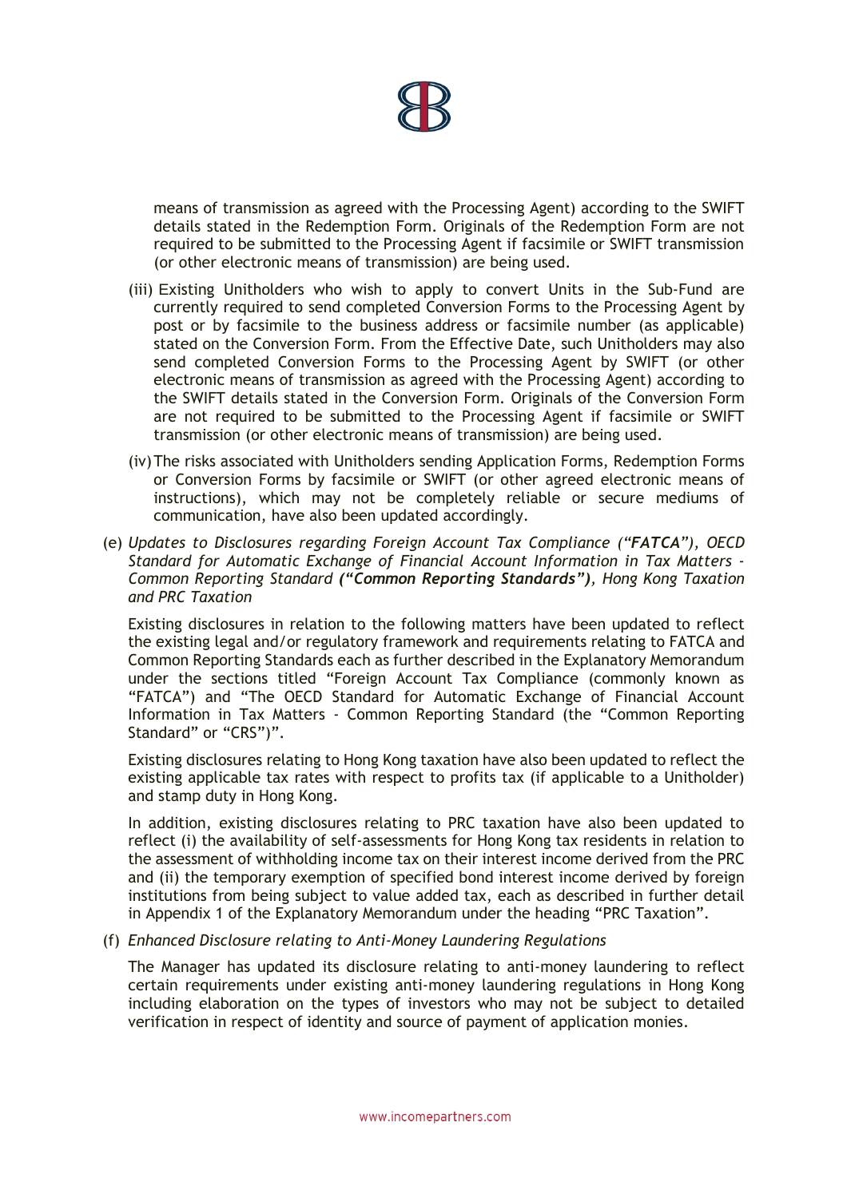means of transmission as agreed with the Processing Agent) according to the SWIFT details stated in the Redemption Form. Originals of the Redemption Form are not required to be submitted to the Processing Agent if facsimile or SWIFT transmission (or other electronic means of transmission) are being used.

(iii) Existing Unitholders who wish to apply to convert Units in the Sub-Fund are currently required to send completed Conversion Forms to the Processing Agent by post or by facsimile to the business address or facsimile number (as applicable) stated on the Conversion Form. From the Effective Date, such Unitholders may also send completed Conversion Forms to the Processing Agent by SWIFT (or other electronic means of transmission as agreed with the Processing Agent) according to the SWIFT details stated in the Conversion Form. Originals of the Conversion Form are not required to be submitted to the Processing Agent if facsimile or SWIFT transmission (or other electronic means of transmission) are being used.

(iv) The risks associated with Unitholders sending Application Forms, Redemption Forms or Conversion Forms by facsimile or SWIFT (or other agreed electronic means of instructions), which may not be completely reliable or secure mediums of communication, have also been updated accordingly.

(e) *Updates to Disclosures regarding Foreign Account Tax Compliance (**"FATCA"**), OECD Standard for Automatic Exchange of Financial Account Information in Tax Matters - Common Reporting Standard **("Common Reporting Standards")**, Hong Kong Taxation and PRC Taxation*

Existing disclosures in relation to the following matters have been updated to reflect the existing legal and/or regulatory framework and requirements relating to FATCA and Common Reporting Standards each as further described in the Explanatory Memorandum under the sections titled "Foreign Account Tax Compliance (commonly known as "FATCA") and "The OECD Standard for Automatic Exchange of Financial Account Information in Tax Matters - Common Reporting Standard (the "Common Reporting Standard" or "CRS")".

Existing disclosures relating to Hong Kong taxation have also been updated to reflect the existing applicable tax rates with respect to profits tax (if applicable to a Unitholder) and stamp duty in Hong Kong.

In addition, existing disclosures relating to PRC taxation have also been updated to reflect (i) the availability of self-assessments for Hong Kong tax residents in relation to the assessment of withholding income tax on their interest income derived from the PRC and (ii) the temporary exemption of specified bond interest income derived by foreign institutions from being subject to value added tax, each as described in further detail in Appendix 1 of the Explanatory Memorandum under the heading "PRC Taxation".

(f) *Enhanced Disclosure relating to Anti-Money Laundering Regulations*

The Manager has updated its disclosure relating to anti-money laundering to reflect certain requirements under existing anti-money laundering regulations in Hong Kong including elaboration on the types of investors who may not be subject to detailed verification in respect of identity and source of payment of application monies.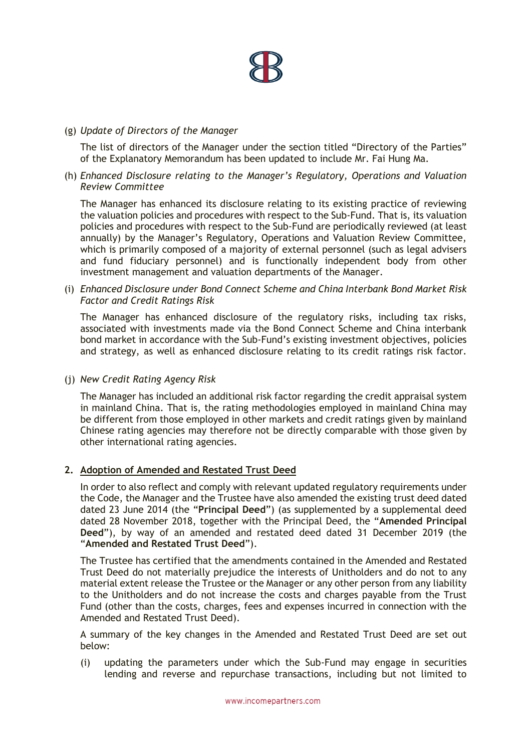(g) *Update of Directors of the Manager*

The list of directors of the Manager under the section titled "Directory of the Parties" of the Explanatory Memorandum has been updated to include Mr. Fai Hung Ma.

(h) *Enhanced Disclosure relating to the Manager's Regulatory, Operations and Valuation Review Committee*

The Manager has enhanced its disclosure relating to its existing practice of reviewing the valuation policies and procedures with respect to the Sub-Fund. That is, its valuation policies and procedures with respect to the Sub-Fund are periodically reviewed (at least annually) by the Manager's Regulatory, Operations and Valuation Review Committee, which is primarily composed of a majority of external personnel (such as legal advisers and fund fiduciary personnel) and is functionally independent body from other investment management and valuation departments of the Manager.

(i) *Enhanced Disclosure under Bond Connect Scheme and China Interbank Bond Market Risk Factor and Credit Ratings Risk*

The Manager has enhanced disclosure of the regulatory risks, including tax risks, associated with investments made via the Bond Connect Scheme and China interbank bond market in accordance with the Sub-Fund's existing investment objectives, policies and strategy, as well as enhanced disclosure relating to its credit ratings risk factor.

(j) *New Credit Rating Agency Risk*

The Manager has included an additional risk factor regarding the credit appraisal system in mainland China. That is, the rating methodologies employed in mainland China may be different from those employed in other markets and credit ratings given by mainland Chinese rating agencies may therefore not be directly comparable with those given by other international rating agencies.

## 2. Adoption of Amended and Restated Trust Deed

In order to also reflect and comply with relevant updated regulatory requirements under the Code, the Manager and the Trustee have also amended the existing trust deed dated dated 23 June 2014 (the "**Principal Deed**") (as supplemented by a supplemental deed dated 28 November 2018, together with the Principal Deed, the "**Amended Principal Deed**"), by way of an amended and restated deed dated 31 December 2019 (the "**Amended and Restated Trust Deed**").

The Trustee has certified that the amendments contained in the Amended and Restated Trust Deed do not materially prejudice the interests of Unitholders and do not to any material extent release the Trustee or the Manager or any other person from any liability to the Unitholders and do not increase the costs and charges payable from the Trust Fund (other than the costs, charges, fees and expenses incurred in connection with the Amended and Restated Trust Deed).

A summary of the key changes in the Amended and Restated Trust Deed are set out below:

(i) updating the parameters under which the Sub-Fund may engage in securities lending and reverse and repurchase transactions, including but not limited to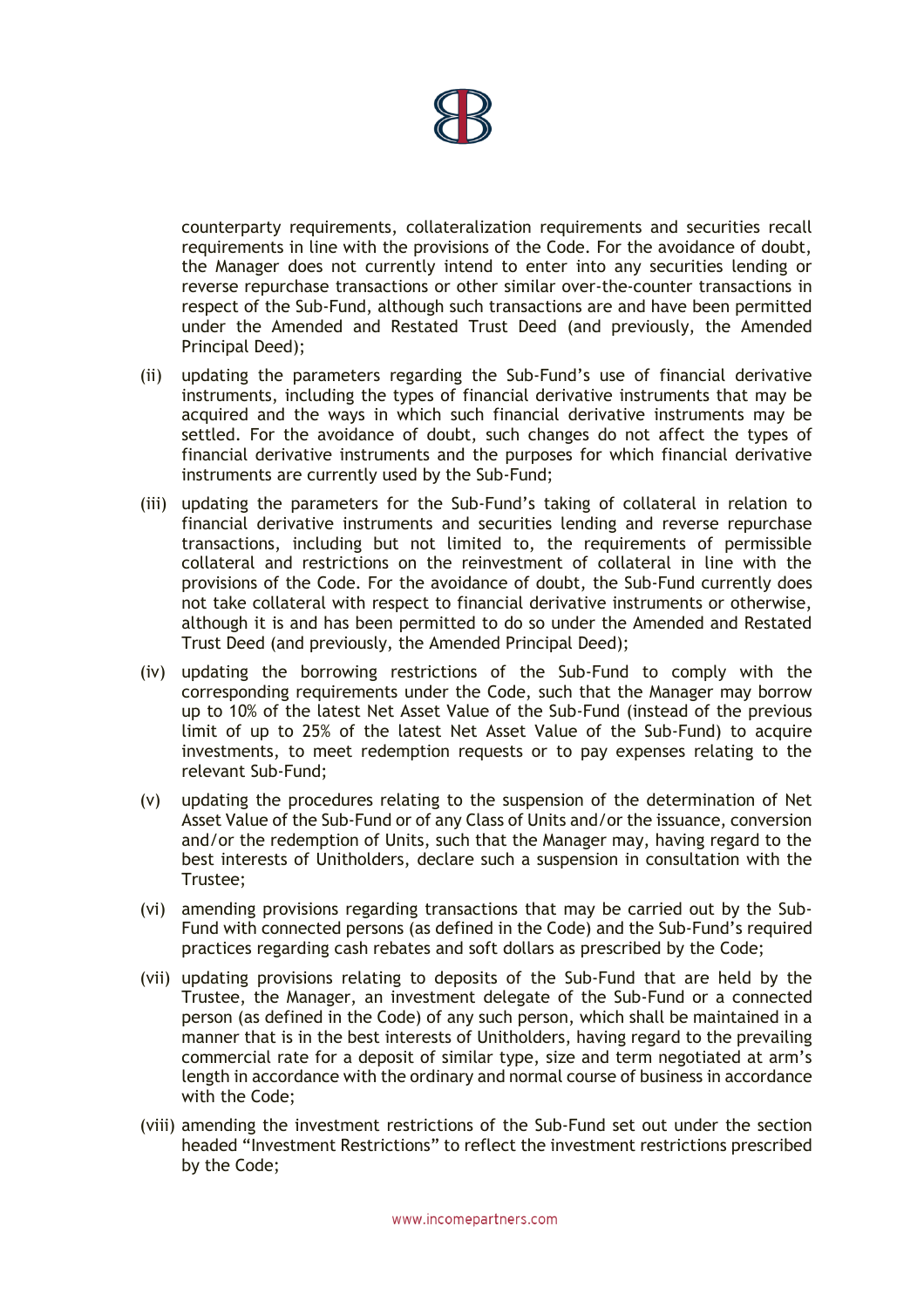counterparty requirements, collateralization requirements and securities recall requirements in line with the provisions of the Code. For the avoidance of doubt, the Manager does not currently intend to enter into any securities lending or reverse repurchase transactions or other similar over-the-counter transactions in respect of the Sub-Fund, although such transactions are and have been permitted under the Amended and Restated Trust Deed (and previously, the Amended Principal Deed);

(ii) updating the parameters regarding the Sub-Fund's use of financial derivative instruments, including the types of financial derivative instruments that may be acquired and the ways in which such financial derivative instruments may be settled. For the avoidance of doubt, such changes do not affect the types of financial derivative instruments and the purposes for which financial derivative instruments are currently used by the Sub-Fund;

(iii) updating the parameters for the Sub-Fund's taking of collateral in relation to financial derivative instruments and securities lending and reverse repurchase transactions, including but not limited to, the requirements of permissible collateral and restrictions on the reinvestment of collateral in line with the provisions of the Code. For the avoidance of doubt, the Sub-Fund currently does not take collateral with respect to financial derivative instruments or otherwise, although it is and has been permitted to do so under the Amended and Restated Trust Deed (and previously, the Amended Principal Deed);

(iv) updating the borrowing restrictions of the Sub-Fund to comply with the corresponding requirements under the Code, such that the Manager may borrow up to 10% of the latest Net Asset Value of the Sub-Fund (instead of the previous limit of up to 25% of the latest Net Asset Value of the Sub-Fund) to acquire investments, to meet redemption requests or to pay expenses relating to the relevant Sub-Fund;

(v) updating the procedures relating to the suspension of the determination of Net Asset Value of the Sub-Fund or of any Class of Units and/or the issuance, conversion and/or the redemption of Units, such that the Manager may, having regard to the best interests of Unitholders, declare such a suspension in consultation with the Trustee;

(vi) amending provisions regarding transactions that may be carried out by the Sub-Fund with connected persons (as defined in the Code) and the Sub-Fund's required practices regarding cash rebates and soft dollars as prescribed by the Code;

(vii) updating provisions relating to deposits of the Sub-Fund that are held by the Trustee, the Manager, an investment delegate of the Sub-Fund or a connected person (as defined in the Code) of any such person, which shall be maintained in a manner that is in the best interests of Unitholders, having regard to the prevailing commercial rate for a deposit of similar type, size and term negotiated at arm's length in accordance with the ordinary and normal course of business in accordance with the Code;

(viii) amending the investment restrictions of the Sub-Fund set out under the section headed "Investment Restrictions" to reflect the investment restrictions prescribed by the Code;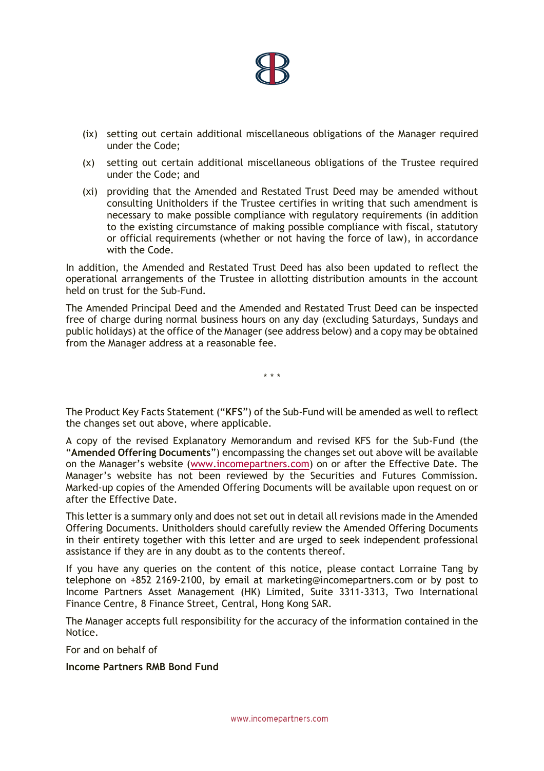(ix) setting out certain additional miscellaneous obligations of the Manager required under the Code;

(x) setting out certain additional miscellaneous obligations of the Trustee required under the Code; and

(xi) providing that the Amended and Restated Trust Deed may be amended without consulting Unitholders if the Trustee certifies in writing that such amendment is necessary to make possible compliance with regulatory requirements (in addition to the existing circumstance of making possible compliance with fiscal, statutory or official requirements (whether or not having the force of law), in accordance with the Code.

In addition, the Amended and Restated Trust Deed has also been updated to reflect the operational arrangements of the Trustee in allotting distribution amounts in the account held on trust for the Sub-Fund.

The Amended Principal Deed and the Amended and Restated Trust Deed can be inspected free of charge during normal business hours on any day (excluding Saturdays, Sundays and public holidays) at the office of the Manager (see address below) and a copy may be obtained from the Manager address at a reasonable fee.

\* \* \*

The Product Key Facts Statement ("**KFS**") of the Sub-Fund will be amended as well to reflect the changes set out above, where applicable.

A copy of the revised Explanatory Memorandum and revised KFS for the Sub-Fund (the "**Amended Offering Documents**") encompassing the changes set out above will be available on the Manager's website (www.incomepartners.com) on or after the Effective Date. The Manager's website has not been reviewed by the Securities and Futures Commission. Marked-up copies of the Amended Offering Documents will be available upon request on or after the Effective Date.

This letter is a summary only and does not set out in detail all revisions made in the Amended Offering Documents. Unitholders should carefully review the Amended Offering Documents in their entirety together with this letter and are urged to seek independent professional assistance if they are in any doubt as to the contents thereof.

If you have any queries on the content of this notice, please contact Lorraine Tang by telephone on +852 2169-2100, by email at marketing@incomepartners.com or by post to Income Partners Asset Management (HK) Limited, Suite 3311-3313, Two International Finance Centre, 8 Finance Street, Central, Hong Kong SAR.

The Manager accepts full responsibility for the accuracy of the information contained in the Notice.

For and on behalf of

**Income Partners RMB Bond Fund**